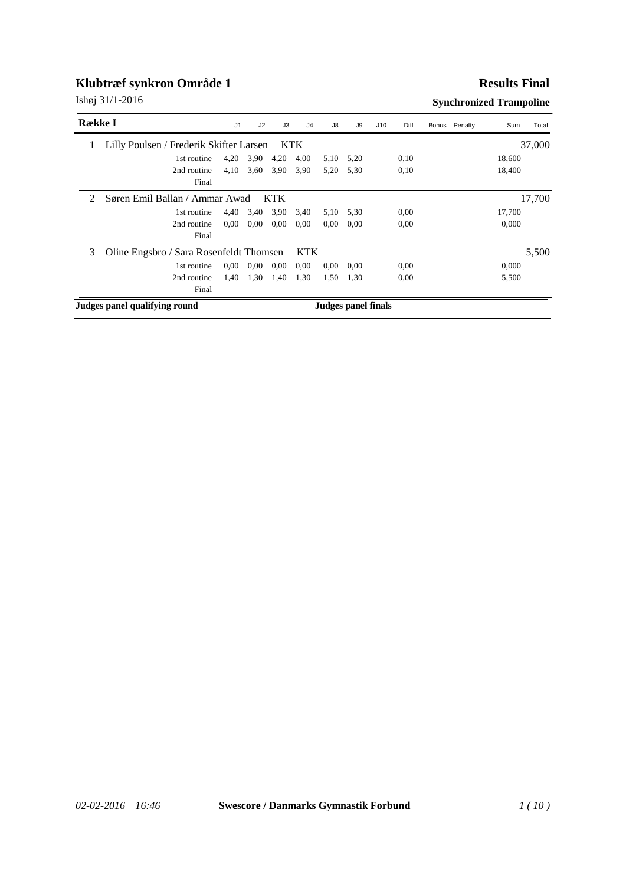# Klubtræf synkron Område 1

Ishøj 31/1-2016

**Results Final**

**Synchronized Trampoline**

| Række I | | J1 | J2 | J3 | J4 | J8 | J9 | J10 | Diff | Bonus | Penalty | Sum | Total |
|---|---|---|---|---|---|---|---|---|---|---|---|---|---|
| 1 | Lilly Poulsen / Frederik Skifter Larsen KTK | | | | | | | | | | | | 37,000 |
| | 1st routine | 4,20 | 3,90 | 4,20 | 4,00 | 5,10 | 5,20 | | 0,10 | | | 18,600 | |
| | 2nd routine | 4,10 | 3,60 | 3,90 | 3,90 | 5,20 | 5,30 | | 0,10 | | | 18,400 | |
| | Final | | | | | | | | | | | | |
| 2 | Søren Emil Ballan / Ammar Awad KTK | | | | | | | | | | | | 17,700 |
| | 1st routine | 4,40 | 3,40 | 3,90 | 3,40 | 5,10 | 5,30 | | 0,00 | | | 17,700 | |
| | 2nd routine | 0,00 | 0,00 | 0,00 | 0,00 | 0,00 | 0,00 | | 0,00 | | | 0,000 | |
| | Final | | | | | | | | | | | | |
| 3 | Oline Engsbro / Sara Rosenfeldt Thomsen KTK | | | | | | | | | | | | 5,500 |
| | 1st routine | 0,00 | 0,00 | 0,00 | 0,00 | 0,00 | 0,00 | | 0,00 | | | 0,000 | |
| | 2nd routine | 1,40 | 1,30 | 1,40 | 1,30 | 1,50 | 1,30 | | 0,00 | | | 5,500 | |
| | Final | | | | | | | | | | | | |

**Judges panel qualifying round**

**Judges panel finals**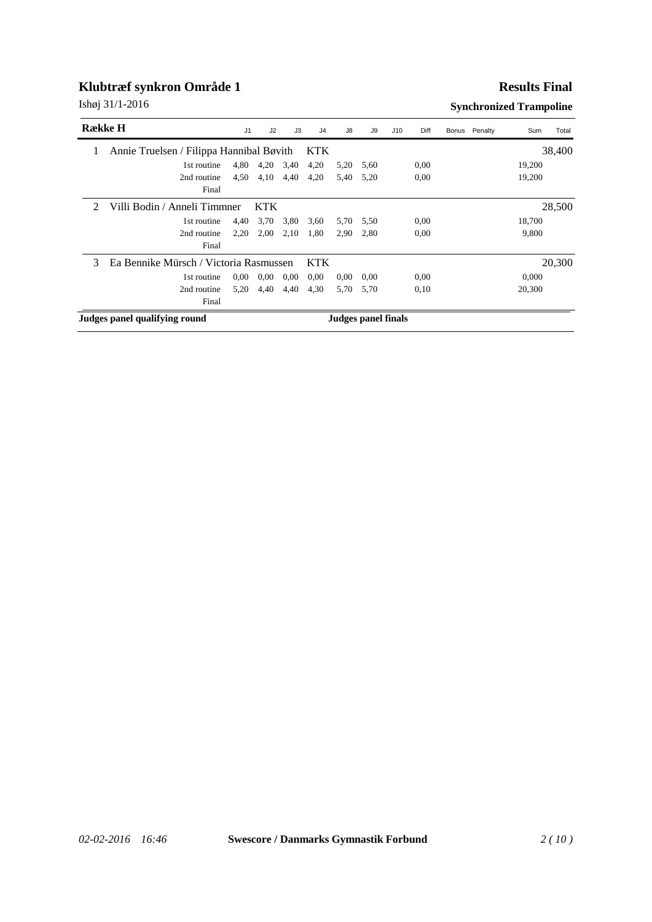# Klubtræf synkron Område 1

**Results Final**

Ishøj 31/1-2016

**Synchronized Trampoline**

| Række H | | J1 | J2 | J3 | J4 | J8 | J9 | J10 | Diff | Bonus | Penalty | Sum | Total |
|---|---|---|---|---|---|---|---|---|---|---|---|---|---|
| 1 | Annie Truelsen / Filippa Hannibal Bøvith KTK | | | | | | | | | | | | 38,400 |
| | 1st routine | 4,80 | 4,20 | 3,40 | 4,20 | 5,20 | 5,60 | | 0,00 | | | 19,200 | |
| | 2nd routine | 4,50 | 4,10 | 4,40 | 4,20 | 5,40 | 5,20 | | 0,00 | | | 19,200 | |
| | Final | | | | | | | | | | | | |
| 2 | Villi Bodin / Anneli Timmner KTK | | | | | | | | | | | | 28,500 |
| | 1st routine | 4,40 | 3,70 | 3,80 | 3,60 | 5,70 | 5,50 | | 0,00 | | | 18,700 | |
| | 2nd routine | 2,20 | 2,00 | 2,10 | 1,80 | 2,90 | 2,80 | | 0,00 | | | 9,800 | |
| | Final | | | | | | | | | | | | |
| 3 | Ea Bennike Mürsch / Victoria Rasmussen KTK | | | | | | | | | | | | 20,300 |
| | 1st routine | 0,00 | 0,00 | 0,00 | 0,00 | 0,00 | 0,00 | | 0,00 | | | 0,000 | |
| | 2nd routine | 5,20 | 4,40 | 4,40 | 4,30 | 5,70 | 5,70 | | 0,10 | | | 20,300 | |
| | Final | | | | | | | | | | | | |

**Judges panel qualifying round** **Judges panel finals**

*02-02-2016 16:46* **Swescore / Danmarks Gymnastik Forbund**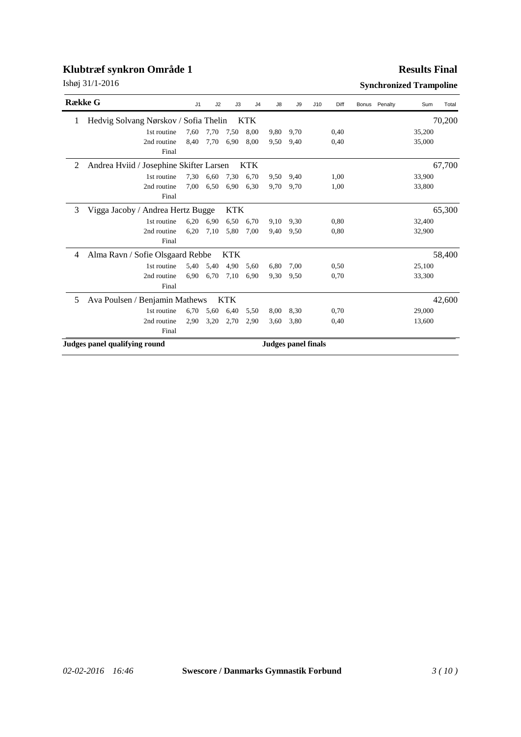# Klubtræf synkron Område 1

Ishøj 31/1-2016

## Results Final

**Synchronized Trampoline**

| Række G | | J1 | J2 | J3 | J4 | J8 | J9 | J10 | Diff | Bonus | Penalty | Sum | Total |
|---|---|---|---|---|---|---|---|---|---|---|---|---|---|
| 1 | Hedvig Solvang Nørskov / Sofia Thelin KTK | | | | | | | | | | | | 70,200 |
| | 1st routine | 7,60 | 7,70 | 7,50 | 8,00 | 9,80 | 9,70 | | 0,40 | | | 35,200 | |
| | 2nd routine | 8,40 | 7,70 | 6,90 | 8,00 | 9,50 | 9,40 | | 0,40 | | | 35,000 | |
| | Final | | | | | | | | | | | | |
| 2 | Andrea Hviid / Josephine Skifter Larsen KTK | | | | | | | | | | | | 67,700 |
| | 1st routine | 7,30 | 6,60 | 7,30 | 6,70 | 9,50 | 9,40 | | 1,00 | | | 33,900 | |
| | 2nd routine | 7,00 | 6,50 | 6,90 | 6,30 | 9,70 | 9,70 | | 1,00 | | | 33,800 | |
| | Final | | | | | | | | | | | | |
| 3 | Vigga Jacoby / Andrea Hertz Bugge KTK | | | | | | | | | | | | 65,300 |
| | 1st routine | 6,20 | 6,90 | 6,50 | 6,70 | 9,10 | 9,30 | | 0,80 | | | 32,400 | |
| | 2nd routine | 6,20 | 7,10 | 5,80 | 7,00 | 9,40 | 9,50 | | 0,80 | | | 32,900 | |
| | Final | | | | | | | | | | | | |
| 4 | Alma Ravn / Sofie Olsgaard Rebbe KTK | | | | | | | | | | | | 58,400 |
| | 1st routine | 5,40 | 5,40 | 4,90 | 5,60 | 6,80 | 7,00 | | 0,50 | | | 25,100 | |
| | 2nd routine | 6,90 | 6,70 | 7,10 | 6,90 | 9,30 | 9,50 | | 0,70 | | | 33,300 | |
| | Final | | | | | | | | | | | | |
| 5 | Ava Poulsen / Benjamin Mathews KTK | | | | | | | | | | | | 42,600 |
| | 1st routine | 6,70 | 5,60 | 6,40 | 5,50 | 8,00 | 8,30 | | 0,70 | | | 29,000 | |
| | 2nd routine | 2,90 | 3,20 | 2,70 | 2,90 | 3,60 | 3,80 | | 0,40 | | | 13,600 | |
| | Final | | | | | | | | | | | | |

**Judges panel qualifying round** | **Judges panel finals**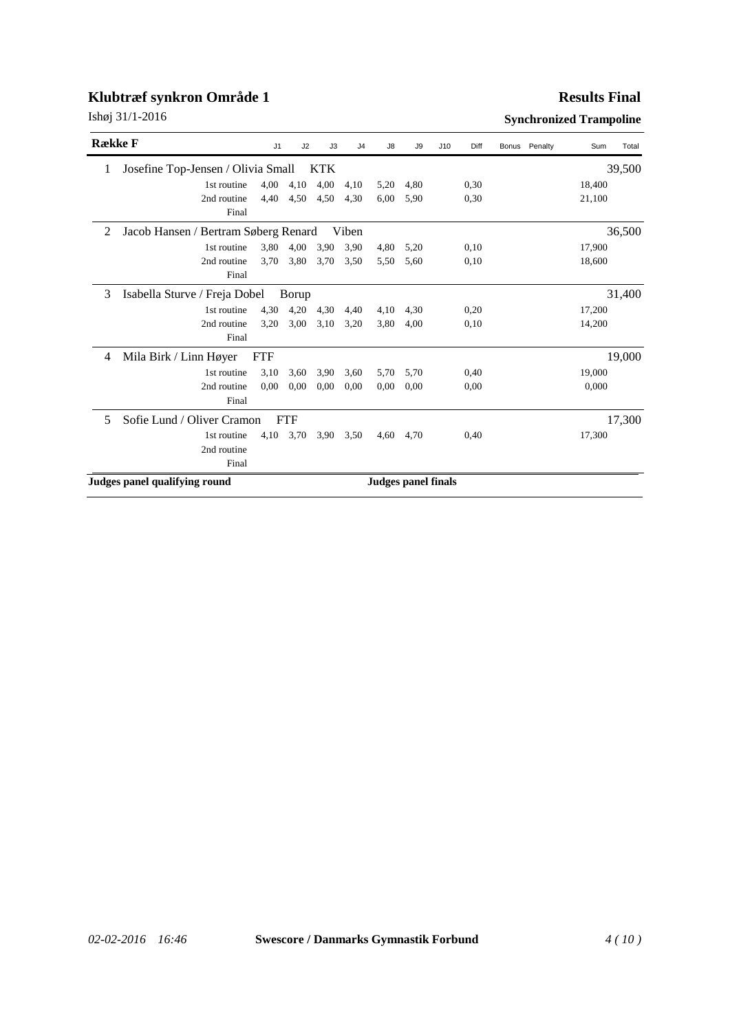# Klubtræf synkron Område 1

Ishøj 31/1-2016

**Results Final**

**Synchronized Trampoline**

| Række F | | J1 | J2 | J3 | J4 | J8 | J9 | J10 | Diff | Bonus | Penalty | Sum | Total |
|---|---|---|---|---|---|---|---|---|---|---|---|---|---|
| 1 | Josefine Top-Jensen / Olivia Small KTK | | | | | | | | | | | | 39,500 |
| | 1st routine | 4,00 | 4,10 | 4,00 | 4,10 | 5,20 | 4,80 | | 0,30 | | | 18,400 | |
| | 2nd routine | 4,40 | 4,50 | 4,50 | 4,30 | 6,00 | 5,90 | | 0,30 | | | 21,100 | |
| | Final | | | | | | | | | | | | |
| 2 | Jacob Hansen / Bertram Søberg Renard Viben | | | | | | | | | | | | 36,500 |
| | 1st routine | 3,80 | 4,00 | 3,90 | 3,90 | 4,80 | 5,20 | | 0,10 | | | 17,900 | |
| | 2nd routine | 3,70 | 3,80 | 3,70 | 3,50 | 5,50 | 5,60 | | 0,10 | | | 18,600 | |
| | Final | | | | | | | | | | | | |
| 3 | Isabella Sturve / Freja Dobel Borup | | | | | | | | | | | | 31,400 |
| | 1st routine | 4,30 | 4,20 | 4,30 | 4,40 | 4,10 | 4,30 | | 0,20 | | | 17,200 | |
| | 2nd routine | 3,20 | 3,00 | 3,10 | 3,20 | 3,80 | 4,00 | | 0,10 | | | 14,200 | |
| | Final | | | | | | | | | | | | |
| 4 | Mila Birk / Linn Høyer FTF | | | | | | | | | | | | 19,000 |
| | 1st routine | 3,10 | 3,60 | 3,90 | 3,60 | 5,70 | 5,70 | | 0,40 | | | 19,000 | |
| | 2nd routine | 0,00 | 0,00 | 0,00 | 0,00 | 0,00 | 0,00 | | 0,00 | | | 0,000 | |
| | Final | | | | | | | | | | | | |
| 5 | Sofie Lund / Oliver Cramon FTF | | | | | | | | | | | | 17,300 |
| | 1st routine | 4,10 | 3,70 | 3,90 | 3,50 | 4,60 | 4,70 | | 0,40 | | | 17,300 | |
| | 2nd routine | | | | | | | | | | | | |
| | Final | | | | | | | | | | | | |

**Judges panel qualifying round** **Judges panel finals**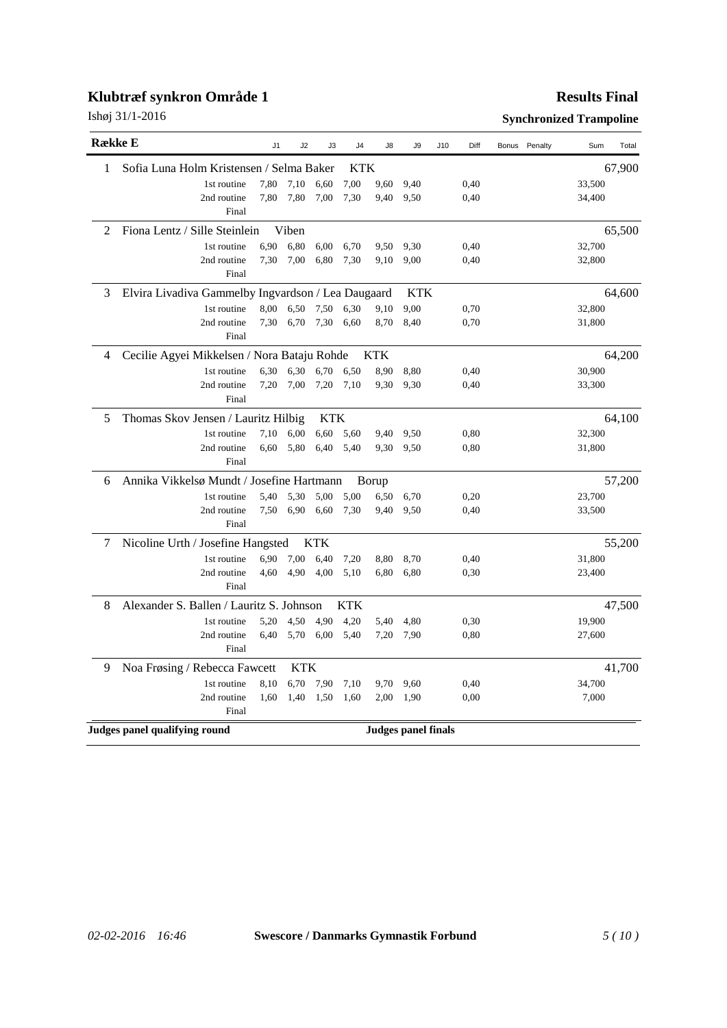# Klubtræf synkron Område 1

**Results Final**

Ishøj 31/1-2016

**Synchronized Trampoline**

| Række E | | J1 | J2 | J3 | J4 | J8 | J9 | J10 | Diff | Bonus | Penalty | Sum | Total |
|---|---|---|---|---|---|---|---|---|---|---|---|---|---|
| 1 | Sofia Luna Holm Kristensen / Selma Baker — KTK | | | | | | | | | | | | 67,900 |
| | 1st routine | 7,80 | 7,10 | 6,60 | 7,00 | 9,60 | 9,40 | | 0,40 | | | 33,500 | |
| | 2nd routine | 7,80 | 7,80 | 7,00 | 7,30 | 9,40 | 9,50 | | 0,40 | | | 34,400 | |
| | Final | | | | | | | | | | | | |
| 2 | Fiona Lentz / Sille Steinlein — Viben | | | | | | | | | | | | 65,500 |
| | 1st routine | 6,90 | 6,80 | 6,00 | 6,70 | 9,50 | 9,30 | | 0,40 | | | 32,700 | |
| | 2nd routine | 7,30 | 7,00 | 6,80 | 7,30 | 9,10 | 9,00 | | 0,40 | | | 32,800 | |
| | Final | | | | | | | | | | | | |
| 3 | Elvira Livadiva Gammelby Ingvardson / Lea Daugaard — KTK | | | | | | | | | | | | 64,600 |
| | 1st routine | 8,00 | 6,50 | 7,50 | 6,30 | 9,10 | 9,00 | | 0,70 | | | 32,800 | |
| | 2nd routine | 7,30 | 6,70 | 7,30 | 6,60 | 8,70 | 8,40 | | 0,70 | | | 31,800 | |
| | Final | | | | | | | | | | | | |
| 4 | Cecilie Agyei Mikkelsen / Nora Bataju Rohde — KTK | | | | | | | | | | | | 64,200 |
| | 1st routine | 6,30 | 6,30 | 6,70 | 6,50 | 8,90 | 8,80 | | 0,40 | | | 30,900 | |
| | 2nd routine | 7,20 | 7,00 | 7,20 | 7,10 | 9,30 | 9,30 | | 0,40 | | | 33,300 | |
| | Final | | | | | | | | | | | | |
| 5 | Thomas Skov Jensen / Lauritz Hilbig — KTK | | | | | | | | | | | | 64,100 |
| | 1st routine | 7,10 | 6,00 | 6,60 | 5,60 | 9,40 | 9,50 | | 0,80 | | | 32,300 | |
| | 2nd routine | 6,60 | 5,80 | 6,40 | 5,40 | 9,30 | 9,50 | | 0,80 | | | 31,800 | |
| | Final | | | | | | | | | | | | |
| 6 | Annika Vikkelsø Mundt / Josefine Hartmann — Borup | | | | | | | | | | | | 57,200 |
| | 1st routine | 5,40 | 5,30 | 5,00 | 5,00 | 6,50 | 6,70 | | 0,20 | | | 23,700 | |
| | 2nd routine | 7,50 | 6,90 | 6,60 | 7,30 | 9,40 | 9,50 | | 0,40 | | | 33,500 | |
| | Final | | | | | | | | | | | | |
| 7 | Nicoline Urth / Josefine Hangsted — KTK | | | | | | | | | | | | 55,200 |
| | 1st routine | 6,90 | 7,00 | 6,40 | 7,20 | 8,80 | 8,70 | | 0,40 | | | 31,800 | |
| | 2nd routine | 4,60 | 4,90 | 4,00 | 5,10 | 6,80 | 6,80 | | 0,30 | | | 23,400 | |
| | Final | | | | | | | | | | | | |
| 8 | Alexander S. Ballen / Lauritz S. Johnson — KTK | | | | | | | | | | | | 47,500 |
| | 1st routine | 5,20 | 4,50 | 4,90 | 4,20 | 5,40 | 4,80 | | 0,30 | | | 19,900 | |
| | 2nd routine | 6,40 | 5,70 | 6,00 | 5,40 | 7,20 | 7,90 | | 0,80 | | | 27,600 | |
| | Final | | | | | | | | | | | | |
| 9 | Noa Frøsing / Rebecca Fawcett — KTK | | | | | | | | | | | | 41,700 |
| | 1st routine | 8,10 | 6,70 | 7,90 | 7,10 | 9,70 | 9,60 | | 0,40 | | | 34,700 | |
| | 2nd routine | 1,60 | 1,40 | 1,50 | 1,60 | 2,00 | 1,90 | | 0,00 | | | 7,000 | |
| | Final | | | | | | | | | | | | |

**Judges panel qualifying round** **Judges panel finals**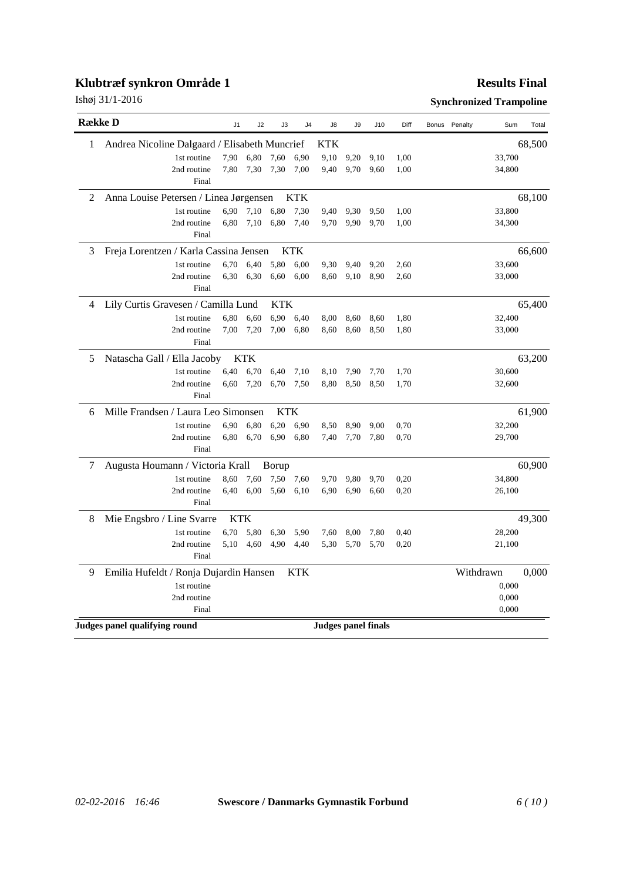# Klubtræf synkron Område 1

Ishøj 31/1-2016

## Results Final

**Synchronized Trampoline**

| Række D | | J1 | J2 | J3 | J4 | J8 | J9 | J10 | Diff | Bonus | Penalty | Sum | Total |
|---|---|---|---|---|---|---|---|---|---|---|---|---|---|
| 1 | Andrea Nicoline Dalgaard / Elisabeth Muncrief KTK | | | | | | | | | | | | 68,500 |
| | 1st routine | 7,90 | 6,80 | 7,60 | 6,90 | 9,10 | 9,20 | 9,10 | 1,00 | | | 33,700 | |
| | 2nd routine | 7,80 | 7,30 | 7,30 | 7,00 | 9,40 | 9,70 | 9,60 | 1,00 | | | 34,800 | |
| | Final | | | | | | | | | | | | |
| 2 | Anna Louise Petersen / Linea Jørgensen KTK | | | | | | | | | | | | 68,100 |
| | 1st routine | 6,90 | 7,10 | 6,80 | 7,30 | 9,40 | 9,30 | 9,50 | 1,00 | | | 33,800 | |
| | 2nd routine | 6,80 | 7,10 | 6,80 | 7,40 | 9,70 | 9,90 | 9,70 | 1,00 | | | 34,300 | |
| | Final | | | | | | | | | | | | |
| 3 | Freja Lorentzen / Karla Cassina Jensen KTK | | | | | | | | | | | | 66,600 |
| | 1st routine | 6,70 | 6,40 | 5,80 | 6,00 | 9,30 | 9,40 | 9,20 | 2,60 | | | 33,600 | |
| | 2nd routine | 6,30 | 6,30 | 6,60 | 6,00 | 8,60 | 9,10 | 8,90 | 2,60 | | | 33,000 | |
| | Final | | | | | | | | | | | | |
| 4 | Lily Curtis Gravesen / Camilla Lund KTK | | | | | | | | | | | | 65,400 |
| | 1st routine | 6,80 | 6,60 | 6,90 | 6,40 | 8,00 | 8,60 | 8,60 | 1,80 | | | 32,400 | |
| | 2nd routine | 7,00 | 7,20 | 7,00 | 6,80 | 8,60 | 8,60 | 8,50 | 1,80 | | | 33,000 | |
| | Final | | | | | | | | | | | | |
| 5 | Natascha Gall / Ella Jacoby KTK | | | | | | | | | | | | 63,200 |
| | 1st routine | 6,40 | 6,70 | 6,40 | 7,10 | 8,10 | 7,90 | 7,70 | 1,70 | | | 30,600 | |
| | 2nd routine | 6,60 | 7,20 | 6,70 | 7,50 | 8,80 | 8,50 | 8,50 | 1,70 | | | 32,600 | |
| | Final | | | | | | | | | | | | |
| 6 | Mille Frandsen / Laura Leo Simonsen KTK | | | | | | | | | | | | 61,900 |
| | 1st routine | 6,90 | 6,80 | 6,20 | 6,90 | 8,50 | 8,90 | 9,00 | 0,70 | | | 32,200 | |
| | 2nd routine | 6,80 | 6,70 | 6,90 | 6,80 | 7,40 | 7,70 | 7,80 | 0,70 | | | 29,700 | |
| | Final | | | | | | | | | | | | |
| 7 | Augusta Houmann / Victoria Krall Borup | | | | | | | | | | | | 60,900 |
| | 1st routine | 8,60 | 7,60 | 7,50 | 7,60 | 9,70 | 9,80 | 9,70 | 0,20 | | | 34,800 | |
| | 2nd routine | 6,40 | 6,00 | 5,60 | 6,10 | 6,90 | 6,90 | 6,60 | 0,20 | | | 26,100 | |
| | Final | | | | | | | | | | | | |
| 8 | Mie Engsbro / Line Svarre KTK | | | | | | | | | | | | 49,300 |
| | 1st routine | 6,70 | 5,80 | 6,30 | 5,90 | 7,60 | 8,00 | 7,80 | 0,40 | | | 28,200 | |
| | 2nd routine | 5,10 | 4,60 | 4,90 | 4,40 | 5,30 | 5,70 | 5,70 | 0,20 | | | 21,100 | |
| | Final | | | | | | | | | | | | |
| 9 | Emilia Hufeldt / Ronja Dujardin Hansen KTK | | | | | | | | | | Withdrawn | | 0,000 |
| | 1st routine | | | | | | | | | | | 0,000 | |
| | 2nd routine | | | | | | | | | | | 0,000 | |
| | Final | | | | | | | | | | | 0,000 | |

**Judges panel qualifying round**

**Judges panel finals**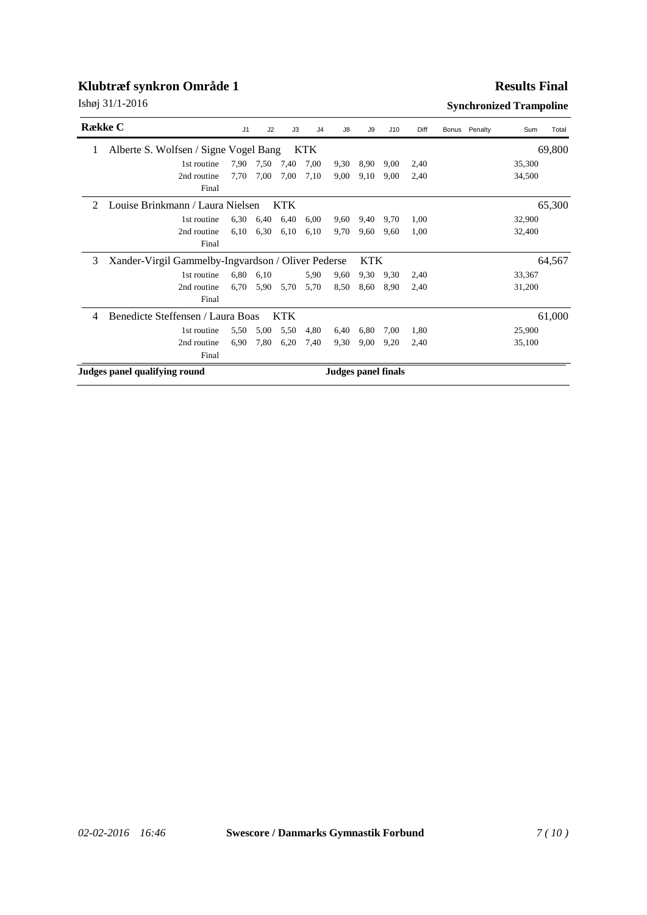# Klubtræf synkron Område 1

Ishøj 31/1-2016

**Results Final**

**Synchronized Trampoline**

| Række C | | J1 | J2 | J3 | J4 | J8 | J9 | J10 | Diff | Bonus | Penalty | Sum | Total |
|---|---|---|---|---|---|---|---|---|---|---|---|---|---|
| 1 | Alberte S. Wolfsen / Signe Vogel Bang KTK | | | | | | | | | | | | 69,800 |
| | 1st routine | 7,90 | 7,50 | 7,40 | 7,00 | 9,30 | 8,90 | 9,00 | 2,40 | | | 35,300 | |
| | 2nd routine | 7,70 | 7,00 | 7,00 | 7,10 | 9,00 | 9,10 | 9,00 | 2,40 | | | 34,500 | |
| | Final | | | | | | | | | | | | |
| 2 | Louise Brinkmann / Laura Nielsen KTK | | | | | | | | | | | | 65,300 |
| | 1st routine | 6,30 | 6,40 | 6,40 | 6,00 | 9,60 | 9,40 | 9,70 | 1,00 | | | 32,900 | |
| | 2nd routine | 6,10 | 6,30 | 6,10 | 6,10 | 9,70 | 9,60 | 9,60 | 1,00 | | | 32,400 | |
| | Final | | | | | | | | | | | | |
| 3 | Xander-Virgil Gammelby-Ingvardson / Oliver Pederse KTK | | | | | | | | | | | | 64,567 |
| | 1st routine | 6,80 | 6,10 | | 5,90 | 9,60 | 9,30 | 9,30 | 2,40 | | | 33,367 | |
| | 2nd routine | 6,70 | 5,90 | 5,70 | 5,70 | 8,50 | 8,60 | 8,90 | 2,40 | | | 31,200 | |
| | Final | | | | | | | | | | | | |
| 4 | Benedicte Steffensen / Laura Boas KTK | | | | | | | | | | | | 61,000 |
| | 1st routine | 5,50 | 5,00 | 5,50 | 4,80 | 6,40 | 6,80 | 7,00 | 1,80 | | | 25,900 | |
| | 2nd routine | 6,90 | 7,80 | 6,20 | 7,40 | 9,30 | 9,00 | 9,20 | 2,40 | | | 35,100 | |
| | Final | | | | | | | | | | | | |

**Judges panel qualifying round**

**Judges panel finals**

*02-02-2016 16:46* **Swescore / Danmarks Gymnastik Forbund**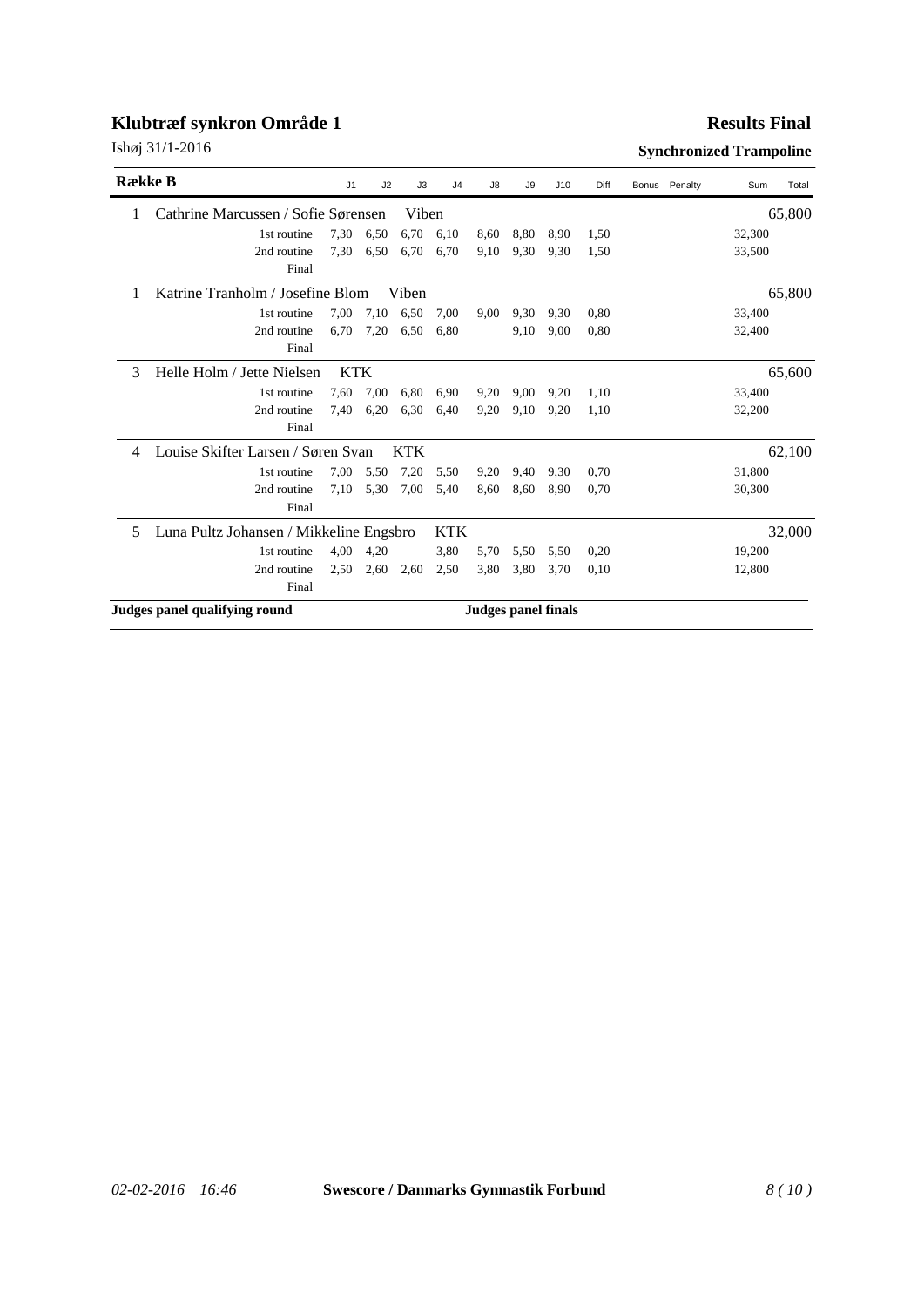# Klubtræf synkron Område 1

**Results Final**

Ishøj 31/1-2016

**Synchronized Trampoline**

| Række B | | J1 | J2 | J3 | J4 | J8 | J9 | J10 | Diff | Bonus | Penalty | Sum | Total |
|---|---|---|---|---|---|---|---|---|---|---|---|---|---|
| 1 | Cathrine Marcussen / Sofie Sørensen — Viben | | | | | | | | | | | | 65,800 |
| | 1st routine | 7,30 | 6,50 | 6,70 | 6,10 | 8,60 | 8,80 | 8,90 | 1,50 | | | 32,300 | |
| | 2nd routine | 7,30 | 6,50 | 6,70 | 6,70 | 9,10 | 9,30 | 9,30 | 1,50 | | | 33,500 | |
| | Final | | | | | | | | | | | | |
| 1 | Katrine Tranholm / Josefine Blom — Viben | | | | | | | | | | | | 65,800 |
| | 1st routine | 7,00 | 7,10 | 6,50 | 7,00 | 9,00 | 9,30 | 9,30 | 0,80 | | | 33,400 | |
| | 2nd routine | 6,70 | 7,20 | 6,50 | 6,80 | | 9,10 | 9,00 | 0,80 | | | 32,400 | |
| | Final | | | | | | | | | | | | |
| 3 | Helle Holm / Jette Nielsen — KTK | | | | | | | | | | | | 65,600 |
| | 1st routine | 7,60 | 7,00 | 6,80 | 6,90 | 9,20 | 9,00 | 9,20 | 1,10 | | | 33,400 | |
| | 2nd routine | 7,40 | 6,20 | 6,30 | 6,40 | 9,20 | 9,10 | 9,20 | 1,10 | | | 32,200 | |
| | Final | | | | | | | | | | | | |
| 4 | Louise Skifter Larsen / Søren Svan — KTK | | | | | | | | | | | | 62,100 |
| | 1st routine | 7,00 | 5,50 | 7,20 | 5,50 | 9,20 | 9,40 | 9,30 | 0,70 | | | 31,800 | |
| | 2nd routine | 7,10 | 5,30 | 7,00 | 5,40 | 8,60 | 8,60 | 8,90 | 0,70 | | | 30,300 | |
| | Final | | | | | | | | | | | | |
| 5 | Luna Pultz Johansen / Mikkeline Engsbro — KTK | | | | | | | | | | | | 32,000 |
| | 1st routine | 4,00 | 4,20 | | 3,80 | 5,70 | 5,50 | 5,50 | 0,20 | | | 19,200 | |
| | 2nd routine | 2,50 | 2,60 | 2,60 | 2,50 | 3,80 | 3,80 | 3,70 | 0,10 | | | 12,800 | |
| | Final | | | | | | | | | | | | |

**Judges panel qualifying round**

**Judges panel finals**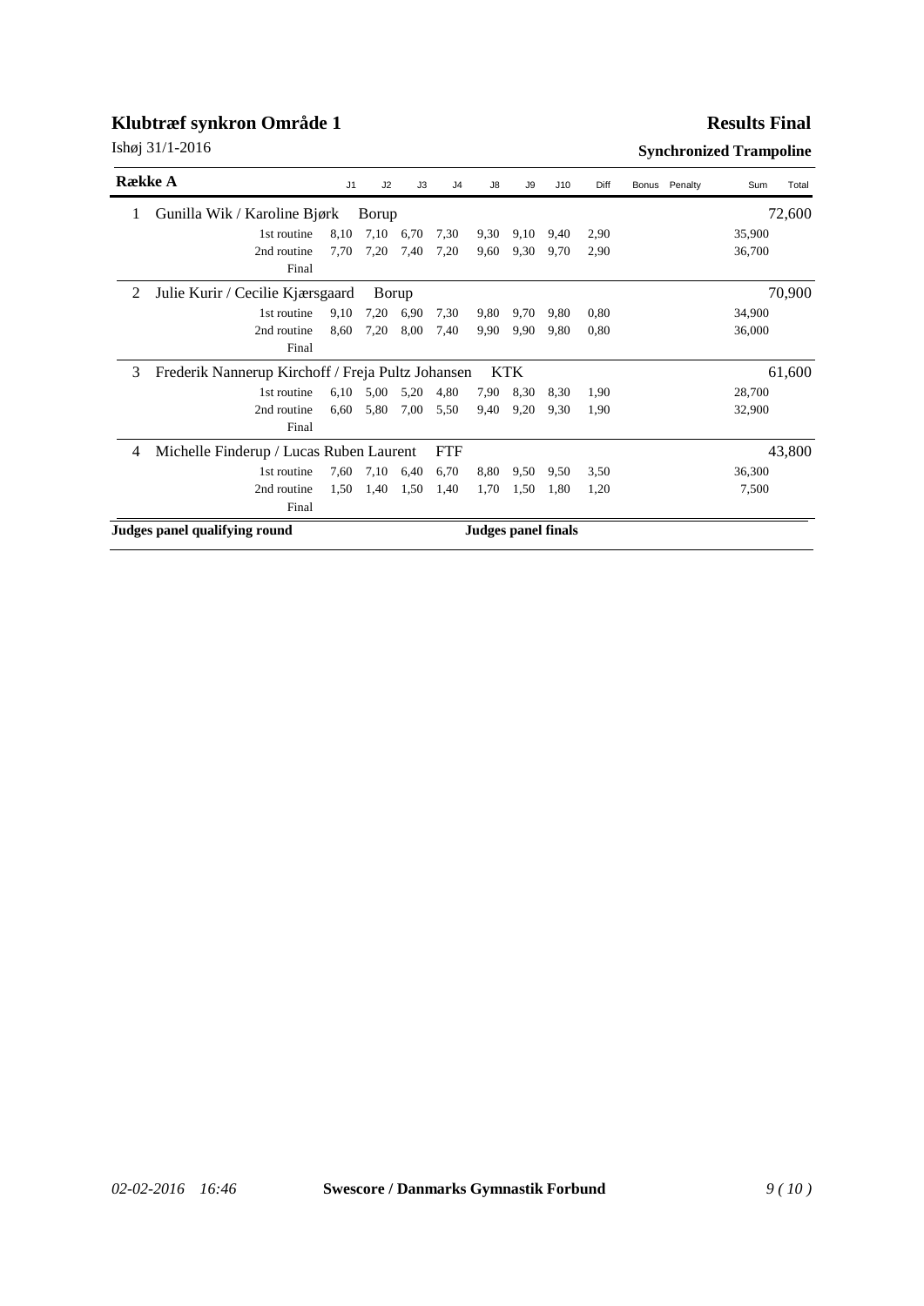# Klubtræf synkron Område 1

Ishøj 31/1-2016

**Results Final**

**Synchronized Trampoline**

| Række A | | J1 | J2 | J3 | J4 | J8 | J9 | J10 | Diff | Bonus | Penalty | Sum | Total |
|---|---|---|---|---|---|---|---|---|---|---|---|---|---|
| 1 | Gunilla Wik / Karoline Bjørk — Borup | | | | | | | | | | | | 72,600 |
| | 1st routine | 8,10 | 7,10 | 6,70 | 7,30 | 9,30 | 9,10 | 9,40 | 2,90 | | | 35,900 | |
| | 2nd routine | 7,70 | 7,20 | 7,40 | 7,20 | 9,60 | 9,30 | 9,70 | 2,90 | | | 36,700 | |
| | Final | | | | | | | | | | | | |
| 2 | Julie Kurir / Cecilie Kjærsgaard — Borup | | | | | | | | | | | | 70,900 |
| | 1st routine | 9,10 | 7,20 | 6,90 | 7,30 | 9,80 | 9,70 | 9,80 | 0,80 | | | 34,900 | |
| | 2nd routine | 8,60 | 7,20 | 8,00 | 7,40 | 9,90 | 9,90 | 9,80 | 0,80 | | | 36,000 | |
| | Final | | | | | | | | | | | | |
| 3 | Frederik Nannerup Kirchoff / Freja Pultz Johansen — KTK | | | | | | | | | | | | 61,600 |
| | 1st routine | 6,10 | 5,00 | 5,20 | 4,80 | 7,90 | 8,30 | 8,30 | 1,90 | | | 28,700 | |
| | 2nd routine | 6,60 | 5,80 | 7,00 | 5,50 | 9,40 | 9,20 | 9,30 | 1,90 | | | 32,900 | |
| | Final | | | | | | | | | | | | |
| 4 | Michelle Finderup / Lucas Ruben Laurent — FTF | | | | | | | | | | | | 43,800 |
| | 1st routine | 7,60 | 7,10 | 6,40 | 6,70 | 8,80 | 9,50 | 9,50 | 3,50 | | | 36,300 | |
| | 2nd routine | 1,50 | 1,40 | 1,50 | 1,40 | 1,70 | 1,50 | 1,80 | 1,20 | | | 7,500 | |
| | Final | | | | | | | | | | | | |

**Judges panel qualifying round**

**Judges panel finals**

*02-02-2016 16:46* **Swescore / Danmarks Gymnastik Forbund**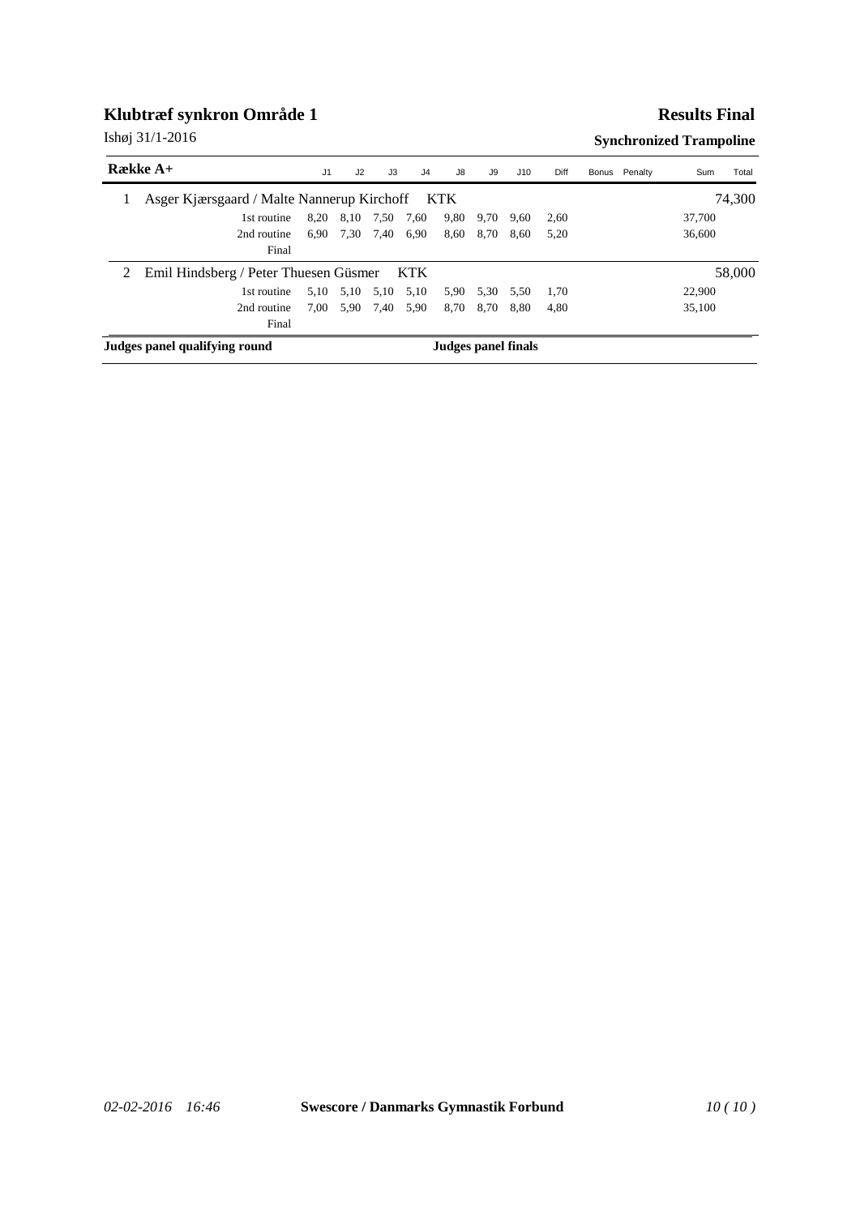# Klubtræf synkron Område 1

**Results Final**

Ishøj 31/1-2016

**Synchronized Trampoline**

| Række A+ | | J1 | J2 | J3 | J4 | J8 | J9 | J10 | Diff | Bonus | Penalty | Sum | Total |
|---|---|---|---|---|---|---|---|---|---|---|---|---|---|
| 1 | Asger Kjærsgaard / Malte Nannerup Kirchoff KTK | | | | | | | | | | | | 74,300 |
| | 1st routine | 8,20 | 8,10 | 7,50 | 7,60 | 9,80 | 9,70 | 9,60 | 2,60 | | | 37,700 | |
| | 2nd routine | 6,90 | 7,30 | 7,40 | 6,90 | 8,60 | 8,70 | 8,60 | 5,20 | | | 36,600 | |
| | Final | | | | | | | | | | | | |
| 2 | Emil Hindsberg / Peter Thuesen Güsmer KTK | | | | | | | | | | | | 58,000 |
| | 1st routine | 5,10 | 5,10 | 5,10 | 5,10 | 5,90 | 5,30 | 5,50 | 1,70 | | | 22,900 | |
| | 2nd routine | 7,00 | 5,90 | 7,40 | 5,90 | 8,70 | 8,70 | 8,80 | 4,80 | | | 35,100 | |
| | Final | | | | | | | | | | | | |

**Judges panel qualifying round**

**Judges panel finals**

*02-02-2016 16:46* **Swescore / Danmarks Gymnastik Forbund**